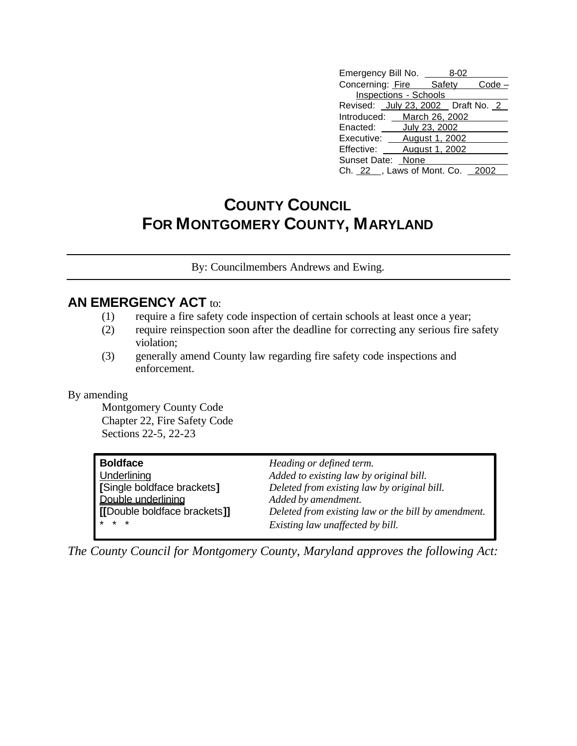Emergency Bill No. 8-02
Concerning: Fire Safety Code – Inspections - Schools
Revised: July 23, 2002 Draft No. 2
Introduced: March 26, 2002
Enacted: July 23, 2002
Executive: August 1, 2002
Effective: August 1, 2002
Sunset Date: None
Ch. 22, Laws of Mont. Co. 2002

# COUNTY COUNCIL
# FOR MONTGOMERY COUNTY, MARYLAND

By: Councilmembers Andrews and Ewing.

**AN EMERGENCY ACT** to:

(1) require a fire safety code inspection of certain schools at least once a year;
(2) require reinspection soon after the deadline for correcting any serious fire safety violation;
(3) generally amend County law regarding fire safety code inspections and enforcement.

By amending
Montgomery County Code
Chapter 22, Fire Safety Code
Sections 22-5, 22-23

| | |
|---|---|
| **Boldface** | *Heading or defined term.* |
| <u>Underlining</u> | *Added to existing law by original bill.* |
| **[**Single boldface brackets**]** | *Deleted from existing law by original bill.* |
| <u><u>Double underlining</u></u> | *Added by amendment.* |
| **[[**Double boldface brackets**]]** | *Deleted from existing law or the bill by amendment.* |
| * * * | *Existing law unaffected by bill.* |

*The County Council for Montgomery County, Maryland approves the following Act:*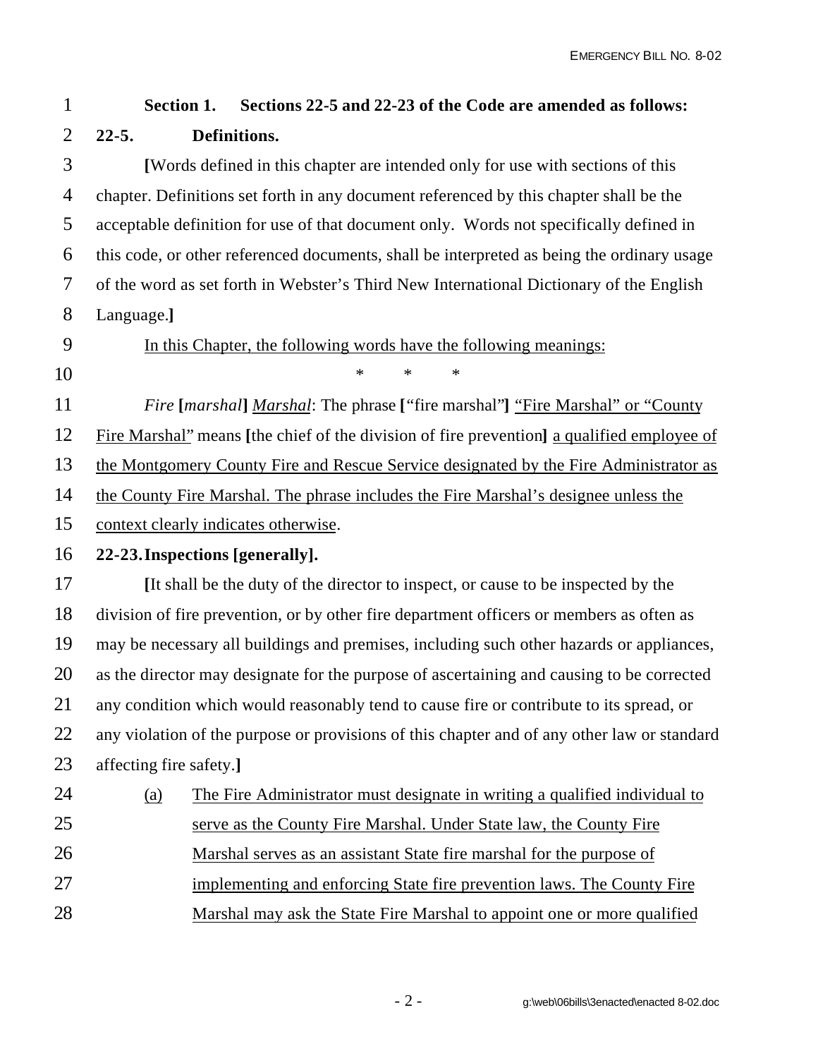**Section 1. Sections 22-5 and 22-23 of the Code are amended as follows:**

**22-5. Definitions.**

**[**Words defined in this chapter are intended only for use with sections of this chapter. Definitions set forth in any document referenced by this chapter shall be the acceptable definition for use of that document only. Words not specifically defined in this code, or other referenced documents, shall be interpreted as being the ordinary usage of the word as set forth in Webster's Third New International Dictionary of the English Language.**]**

<u>In this Chapter, the following words have the following meanings:</u>

\* \* \*

*Fire* **[***marshal***]** <u>*Marshal*</u>: The phrase **[**"fire marshal"**]** <u>"Fire Marshal" or "County Fire Marshal"</u> means **[**the chief of the division of fire prevention**]** <u>a qualified employee of the Montgomery County Fire and Rescue Service designated by the Fire Administrator as the County Fire Marshal. The phrase includes the Fire Marshal's designee unless the context clearly indicates otherwise</u>.

**22-23. Inspections [generally].**

**[**It shall be the duty of the director to inspect, or cause to be inspected by the division of fire prevention, or by other fire department officers or members as often as may be necessary all buildings and premises, including such other hazards or appliances, as the director may designate for the purpose of ascertaining and causing to be corrected any condition which would reasonably tend to cause fire or contribute to its spread, or any violation of the purpose or provisions of this chapter and of any other law or standard affecting fire safety.**]**

<u>(a)</u> <u>The Fire Administrator must designate in writing a qualified individual to serve as the County Fire Marshal. Under State law, the County Fire Marshal serves as an assistant State fire marshal for the purpose of implementing and enforcing State fire prevention laws. The County Fire Marshal may ask the State Fire Marshal to appoint one or more qualified</u>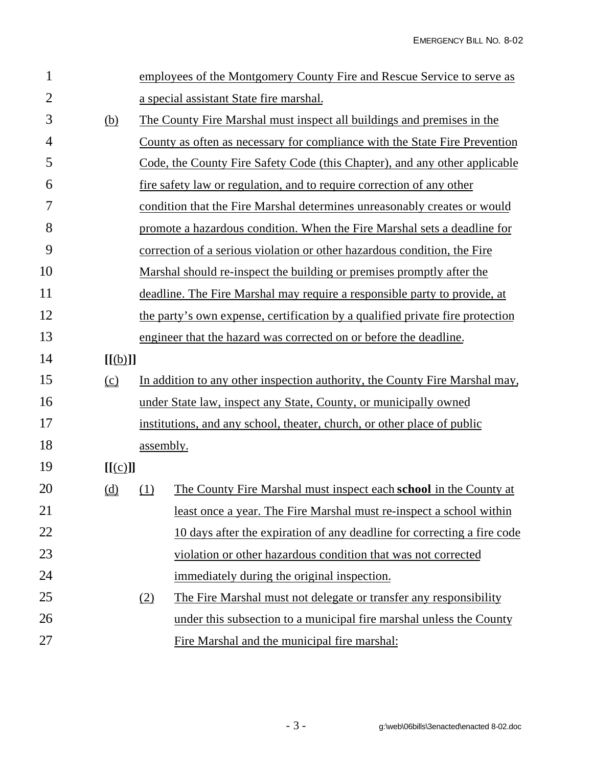employees of the Montgomery County Fire and Rescue Service to serve as a special assistant State fire marshal.

(b) The County Fire Marshal must inspect all buildings and premises in the County as often as necessary for compliance with the State Fire Prevention Code, the County Fire Safety Code (this Chapter), and any other applicable fire safety law or regulation, and to require correction of any other condition that the Fire Marshal determines unreasonably creates or would promote a hazardous condition. When the Fire Marshal sets a deadline for correction of a serious violation or other hazardous condition, the Fire Marshal should re-inspect the building or premises promptly after the deadline. The Fire Marshal may require a responsible party to provide, at the party's own expense, certification by a qualified private fire protection engineer that the hazard was corrected on or before the deadline.

**[[**(b)**]]**

(c) In addition to any other inspection authority, the County Fire Marshal may, under State law, inspect any State, County, or municipally owned institutions, and any school, theater, church, or other place of public assembly.

**[[**(c)**]]**

(d) (1) The County Fire Marshal must inspect each **school** in the County at least once a year. The Fire Marshal must re-inspect a school within 10 days after the expiration of any deadline for correcting a fire code violation or other hazardous condition that was not corrected immediately during the original inspection.

(2) The Fire Marshal must not delegate or transfer any responsibility under this subsection to a municipal fire marshal unless the County Fire Marshal and the municipal fire marshal: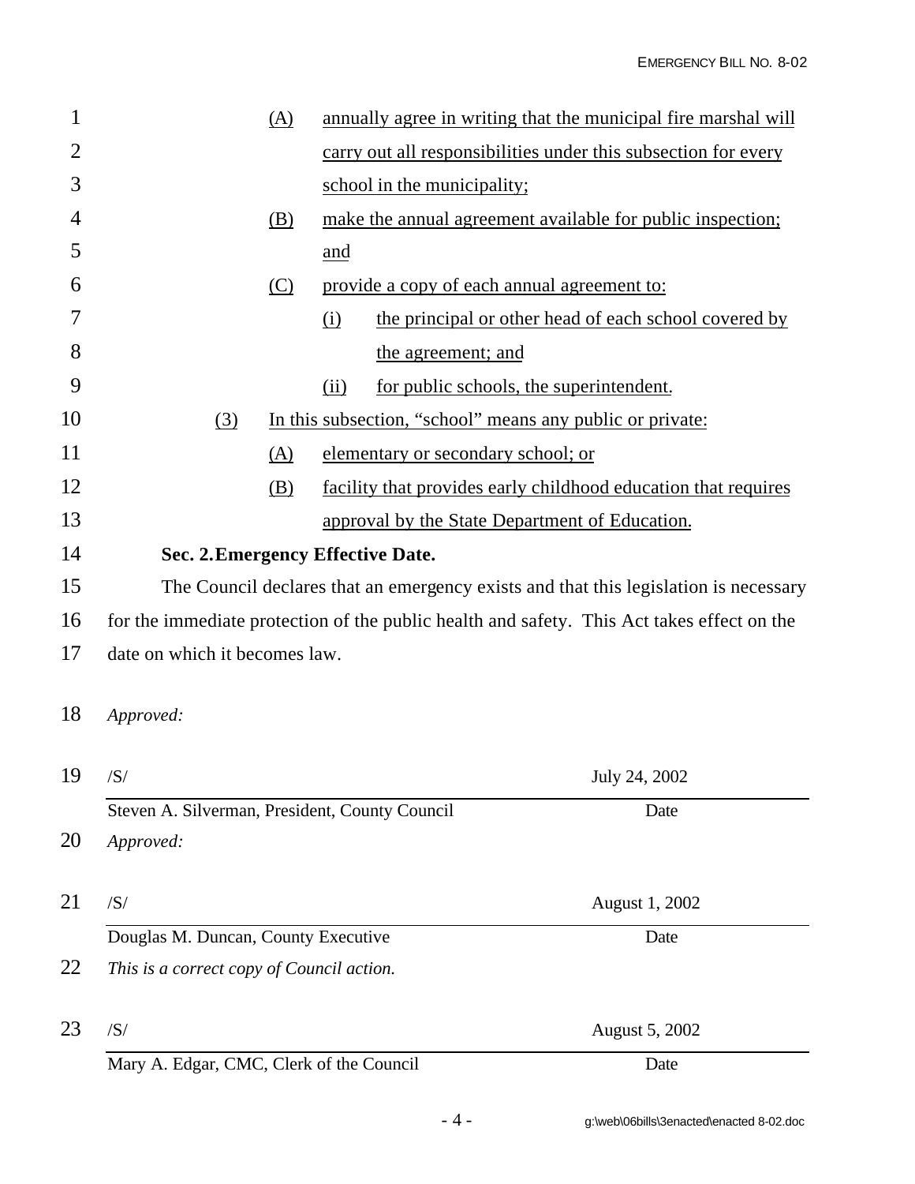(A) annually agree in writing that the municipal fire marshal will carry out all responsibilities under this subsection for every school in the municipality;

(B) make the annual agreement available for public inspection; and

(C) provide a copy of each annual agreement to:

(i) the principal or other head of each school covered by the agreement; and

(ii) for public schools, the superintendent.

(3) In this subsection, "school" means any public or private:

(A) elementary or secondary school; or

(B) facility that provides early childhood education that requires approval by the State Department of Education.

**Sec. 2. Emergency Effective Date.**

The Council declares that an emergency exists and that this legislation is necessary for the immediate protection of the public health and safety. This Act takes effect on the date on which it becomes law.

*Approved:*

| | |
|---|---|
| /S/ | July 24, 2002 |
| Steven A. Silverman, President, County Council | Date |

*Approved:*

| | |
|---|---|
| /S/ | August 1, 2002 |
| Douglas M. Duncan, County Executive | Date |

*This is a correct copy of Council action.*

| | |
|---|---|
| /S/ | August 5, 2002 |
| Mary A. Edgar, CMC, Clerk of the Council | Date |